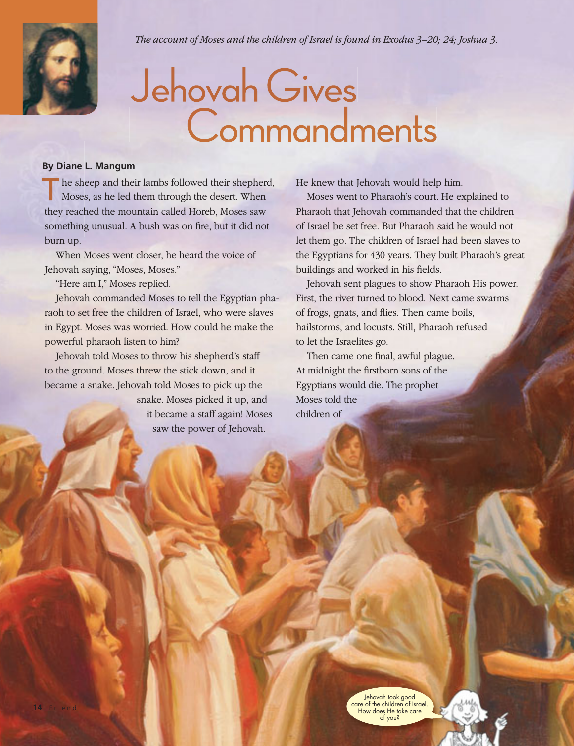*The account of Moses and the children of Israel is found in Exodus 3–20; 24; Joshua 3.*

# Jehovah Gives Commandments

**By Diane L. Mangum**

The sheep and their lambs followed their shepherd, Moses, as he led them through the desert. When they reached the mountain called Horeb, Moses saw something unusual. A bush was on fire, but it did not burn up.

When Moses went closer, he heard the voice of Jehovah saying, "Moses, Moses."

"Here am I," Moses replied.

Jehovah commanded Moses to tell the Egyptian pharaoh to set free the children of Israel, who were slaves in Egypt. Moses was worried. How could he make the powerful pharaoh listen to him?

Jehovah told Moses to throw his shepherd's staff to the ground. Moses threw the stick down, and it became a snake. Jehovah told Moses to pick up the snake. Moses picked it up, and it became a staff again! Moses saw the power of Jehovah. He knew that Jehovah would help him.

Moses went to Pharaoh's court. He explained to Pharaoh that Jehovah commanded that the children of Israel be set free. But Pharaoh said he would not let them go. The children of Israel had been slaves to the Egyptians for 430 years. They built Pharaoh's great buildings and worked in his fields.

Jehovah sent plagues to show Pharaoh His power. First, the river turned to blood. Next came swarms of frogs, gnats, and flies. Then came boils, hailstorms, and locusts. Still, Pharaoh refused to let the Israelites go.

Then came one final, awful plague. At midnight the firstborn sons of the Egyptians would die. The prophet Moses told the children of

Jehovah took good care of the children of Israel. How does He take care of you?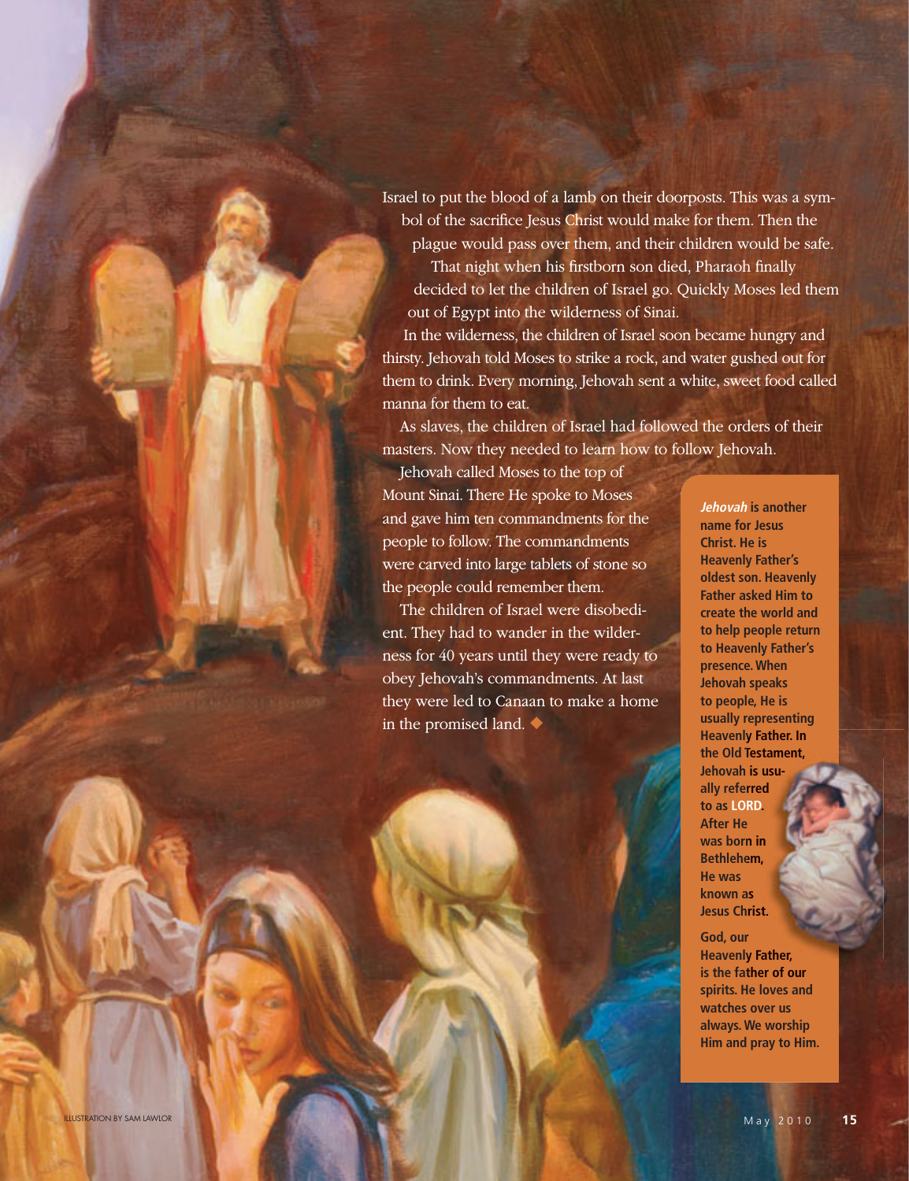Israel to put the blood of a lamb on their doorposts. This was a symbol of the sacrifice Jesus Christ would make for them. Then the plague would pass over them, and their children would be safe.

That night when his firstborn son died, Pharaoh finally decided to let the children of Israel go. Quickly Moses led them out of Egypt into the wilderness of Sinai.

In the wilderness, the children of Israel soon became hungry and thirsty. Jehovah told Moses to strike a rock, and water gushed out for them to drink. Every morning, Jehovah sent a white, sweet food called manna for them to eat.

As slaves, the children of Israel had followed the orders of their masters. Now they needed to learn how to follow Jehovah.

Jehovah called Moses to the top of Mount Sinai. There He spoke to Moses and gave him ten commandments for the people to follow. The commandments were carved into large tablets of stone so the people could remember them.

The children of Israel were disobedient. They had to wander in the wilderness for 40 years until they were ready to obey Jehovah's commandments. At last they were led to Canaan to make a home in the promised land. ◆

**_Jehovah_ is another name for Jesus Christ. He is Heavenly Father's oldest son. Heavenly Father asked Him to create the world and to help people return to Heavenly Father's presence. When Jehovah speaks to people, He is usually representing Heavenly Father. In the Old Testament, Jehovah is usually referred to as LORD. After He was born in Bethlehem, He was known as Jesus Christ.**

**God, our Heavenly Father, is the father of our spirits. He loves and watches over us always. We worship Him and pray to Him.**

ILLUSTRATION BY SAM LAWLOR